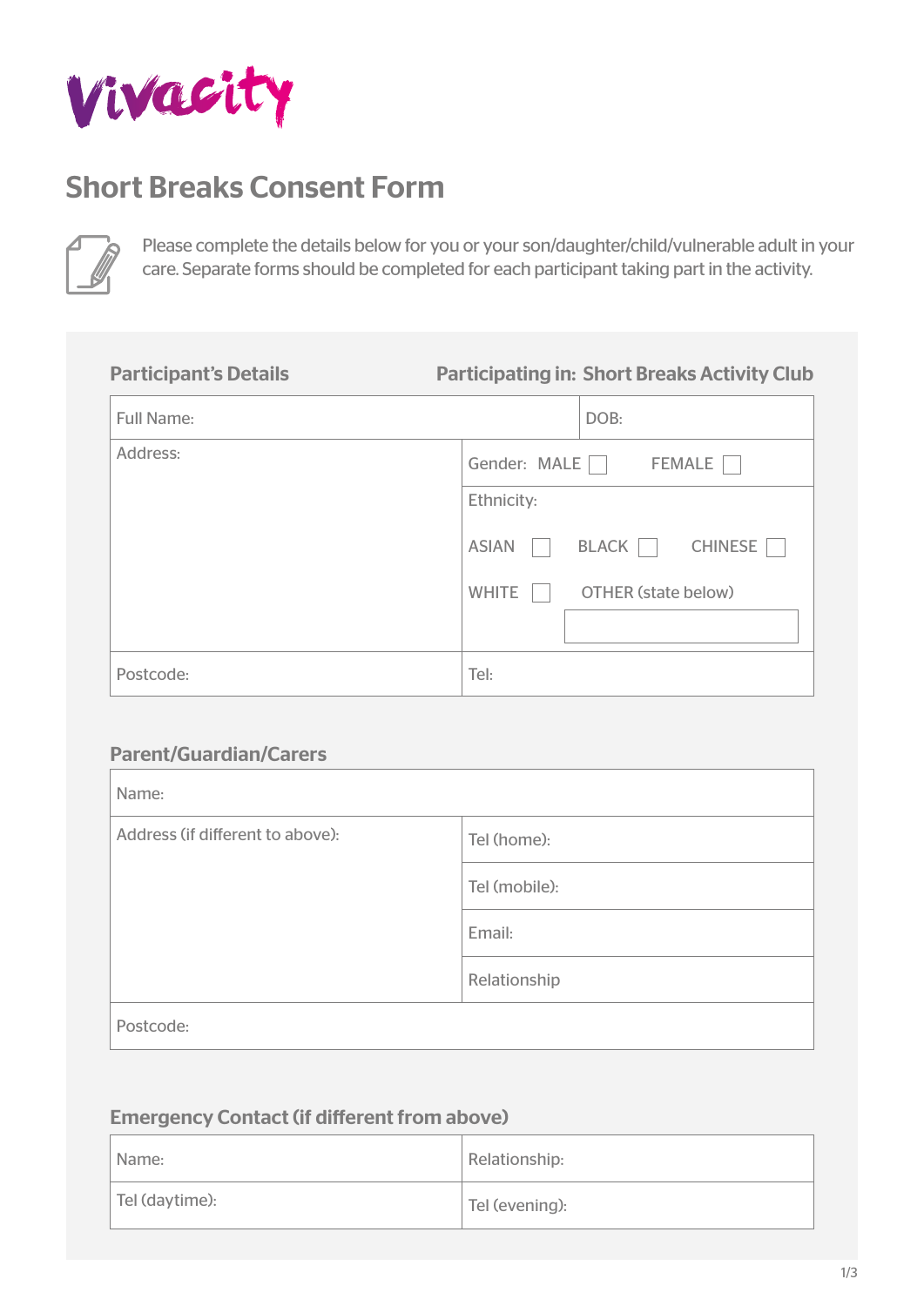Vivacity

# Short Breaks Consent Form

Please complete the details below for you or your son/daughter/child/vulnerable adult in your care. Separate forms should be completed for each participant taking part in the activity.

## Participant's Details

**Participating in: Short Breaks Activity Club**

| Full Name: | | DOB: |
|---|---|---|
| Address: | Gender: MALE ☐ FEMALE ☐ | |
| | Ethnicity:<br>ASIAN ☐ BLACK ☐ CHINESE ☐<br>WHITE ☐ OTHER (state below) | |
| Postcode: | Tel: | |

## Parent/Guardian/Carers

| Name: | |
|---|---|
| Address (if different to above): | Tel (home): |
| | Tel (mobile): |
| | Email: |
| | Relationship |
| Postcode: | |

## Emergency Contact (if different from above)

| Name: | Relationship: |
|---|---|
| Tel (daytime): | Tel (evening): |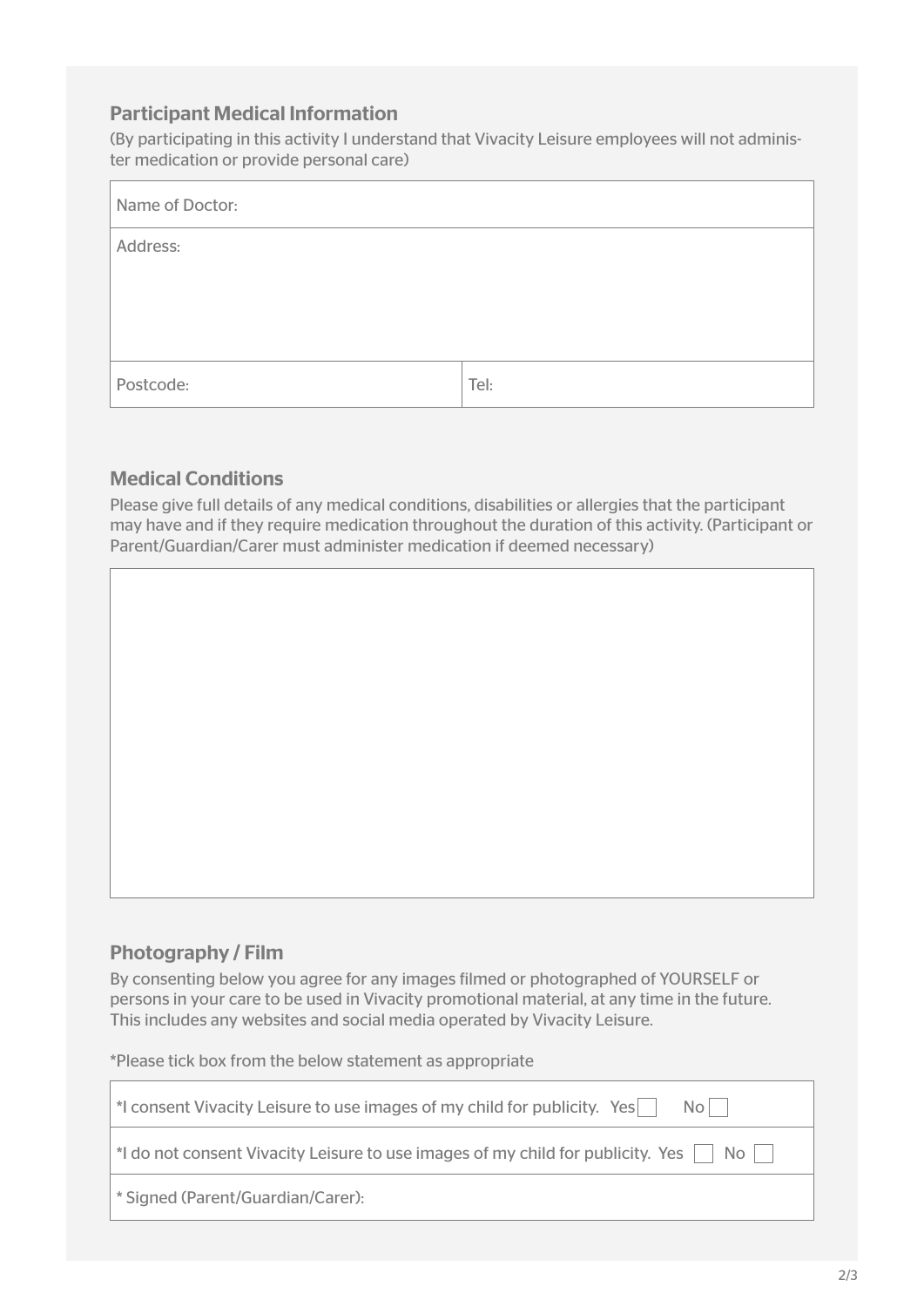## Participant Medical Information

(By participating in this activity I understand that Vivacity Leisure employees will not administer medication or provide personal care)

| Name of Doctor: | |
|---|---|
| Address: | |
| Postcode: | Tel: |

## Medical Conditions

Please give full details of any medical conditions, disabilities or allergies that the participant may have and if they require medication throughout the duration of this activity. (Participant or Parent/Guardian/Carer must administer medication if deemed necessary)

| |
|---|
| |

## Photography / Film

By consenting below you agree for any images filmed or photographed of YOURSELF or persons in your care to be used in Vivacity promotional material, at any time in the future. This includes any websites and social media operated by Vivacity Leisure.

*Please tick box from the below statement as appropriate

| |
|---|
| *I consent Vivacity Leisure to use images of my child for publicity. Yes ☐ No ☐ |
| *I do not consent Vivacity Leisure to use images of my child for publicity. Yes ☐ No ☐ |
| * Signed (Parent/Guardian/Carer): |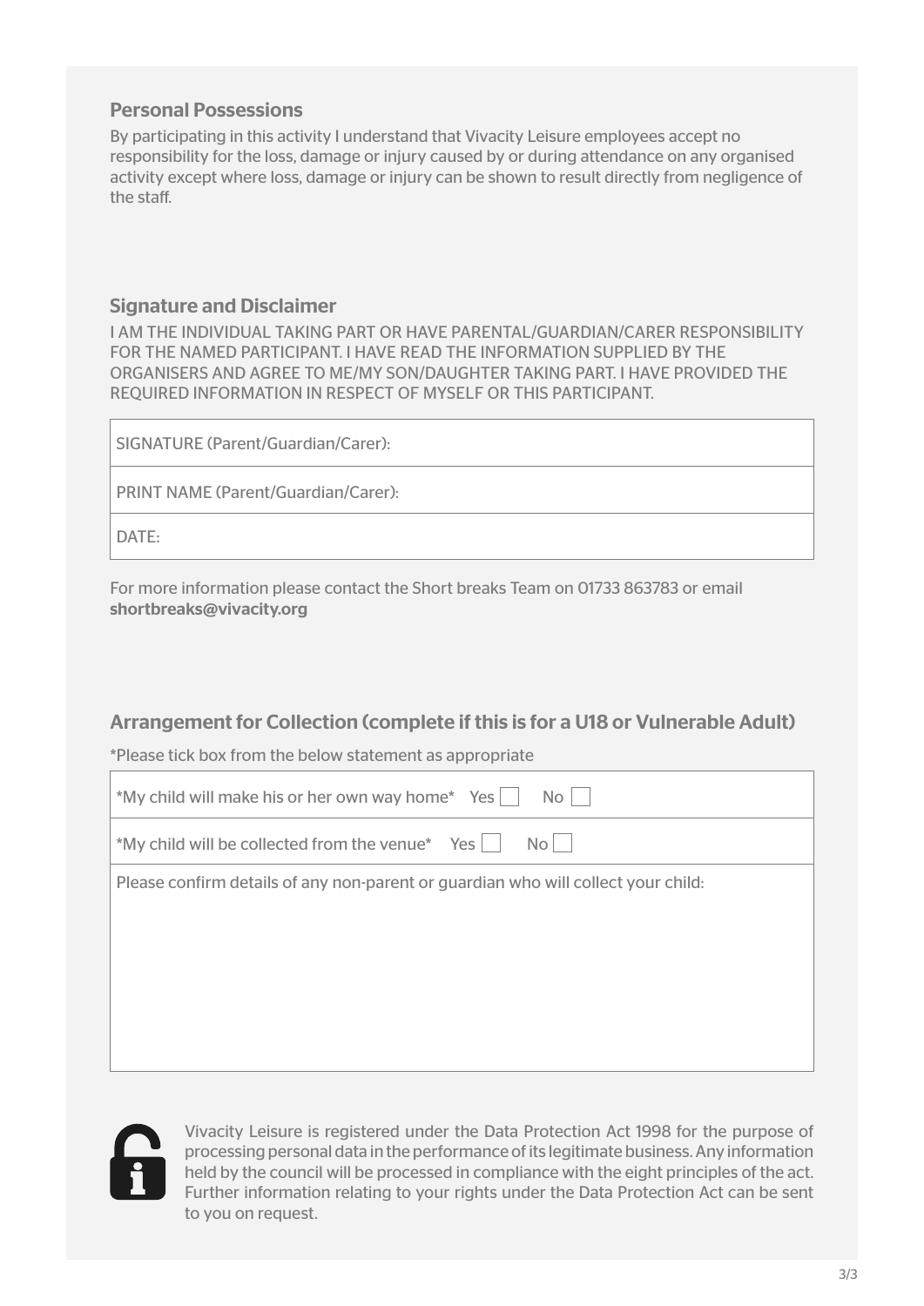## Personal Possessions

By participating in this activity I understand that Vivacity Leisure employees accept no responsibility for the loss, damage or injury caused by or during attendance on any organised activity except where loss, damage or injury can be shown to result directly from negligence of the staff.

## Signature and Disclaimer

I AM THE INDIVIDUAL TAKING PART OR HAVE PARENTAL/GUARDIAN/CARER RESPONSIBILITY FOR THE NAMED PARTICIPANT. I HAVE READ THE INFORMATION SUPPLIED BY THE ORGANISERS AND AGREE TO ME/MY SON/DAUGHTER TAKING PART. I HAVE PROVIDED THE REQUIRED INFORMATION IN RESPECT OF MYSELF OR THIS PARTICIPANT.

| |
|---|
| SIGNATURE (Parent/Guardian/Carer): |
| PRINT NAME (Parent/Guardian/Carer): |
| DATE: |

For more information please contact the Short breaks Team on 01733 863783 or email **shortbreaks@vivacity.org**

## Arrangement for Collection (complete if this is for a U18 or Vulnerable Adult)

*Please tick box from the below statement as appropriate

| |
|---|
| *My child will make his or her own way home* Yes ☐ No ☐ |
| *My child will be collected from the venue* Yes ☐ No ☐ |
| Please confirm details of any non-parent or guardian who will collect your child: |

Vivacity Leisure is registered under the Data Protection Act 1998 for the purpose of processing personal data in the performance of its legitimate business. Any information held by the council will be processed in compliance with the eight principles of the act. Further information relating to your rights under the Data Protection Act can be sent to you on request.